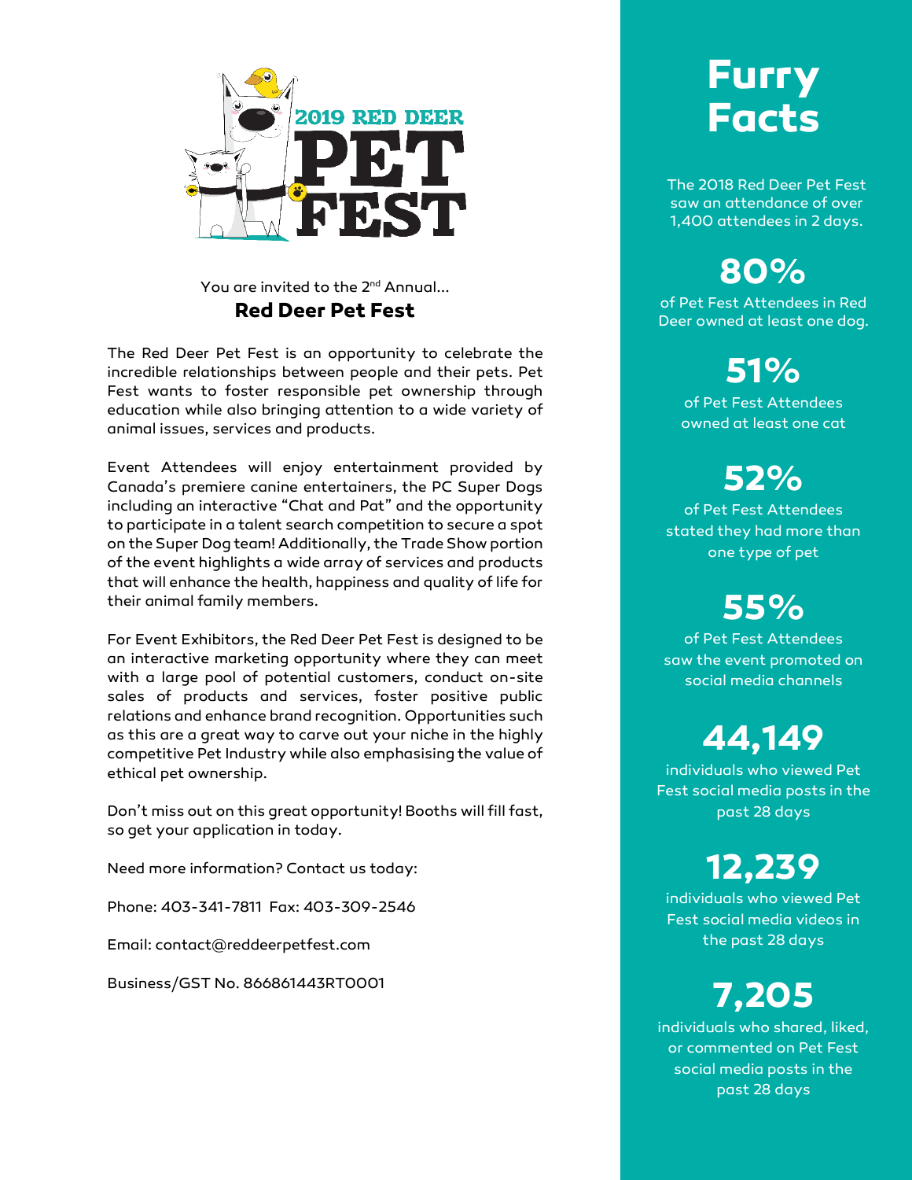# 2019 RED DEER PET FEST

You are invited to the 2nd Annual...

## Red Deer Pet Fest

The Red Deer Pet Fest is an opportunity to celebrate the incredible relationships between people and their pets. Pet Fest wants to foster responsible pet ownership through education while also bringing attention to a wide variety of animal issues, services and products.

Event Attendees will enjoy entertainment provided by Canada's premiere canine entertainers, the PC Super Dogs including an interactive "Chat and Pat" and the opportunity to participate in a talent search competition to secure a spot on the Super Dog team! Additionally, the Trade Show portion of the event highlights a wide array of services and products that will enhance the health, happiness and quality of life for their animal family members.

For Event Exhibitors, the Red Deer Pet Fest is designed to be an interactive marketing opportunity where they can meet with a large pool of potential customers, conduct on-site sales of products and services, foster positive public relations and enhance brand recognition. Opportunities such as this are a great way to carve out your niche in the highly competitive Pet Industry while also emphasising the value of ethical pet ownership.

Don't miss out on this great opportunity! Booths will fill fast, so get your application in today.

Need more information? Contact us today:

Phone: 403-341-7811 Fax: 403-309-2546

Email: contact@reddeerpetfest.com

Business/GST No. 866861443RT0001

## Furry Facts

The 2018 Red Deer Pet Fest saw an attendance of over 1,400 attendees in 2 days.

**80%**
of Pet Fest Attendees in Red Deer owned at least one dog.

**51%**
of Pet Fest Attendees owned at least one cat

**52%**
of Pet Fest Attendees stated they had more than one type of pet

**55%**
of Pet Fest Attendees saw the event promoted on social media channels

**44,149**
individuals who viewed Pet Fest social media posts in the past 28 days

**12,239**
individuals who viewed Pet Fest social media videos in the past 28 days

**7,205**
individuals who shared, liked, or commented on Pet Fest social media posts in the past 28 days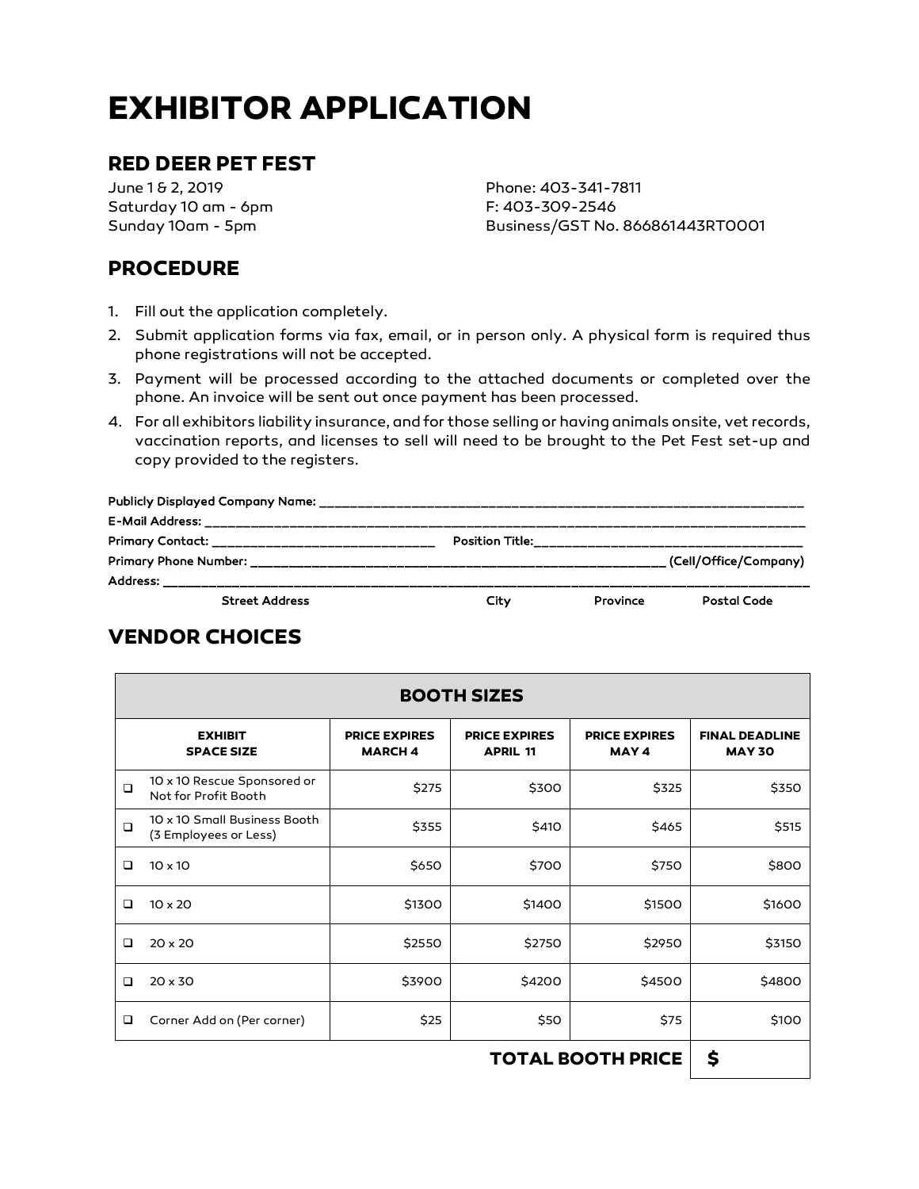# EXHIBITOR APPLICATION

## RED DEER PET FEST

June 1 & 2, 2019
Saturday 10 am - 6pm
Sunday 10am - 5pm

Phone: 403-341-7811
F: 403-309-2546
Business/GST No. 866861443RT0001

## PROCEDURE

1. Fill out the application completely.
2. Submit application forms via fax, email, or in person only. A physical form is required thus phone registrations will not be accepted.
3. Payment will be processed according to the attached documents or completed over the phone. An invoice will be sent out once payment has been processed.
4. For all exhibitors liability insurance, and for those selling or having animals onsite, vet records, vaccination reports, and licenses to sell will need to be brought to the Pet Fest set-up and copy provided to the registers.

**Publicly Displayed Company Name:** ________________________________________________

**E-Mail Address:** ________________________________________________

**Primary Contact:** ______________________ **Position Title:** ______________________

**Primary Phone Number:** ________________________________________ **(Cell/Office/Company)**

**Address:** ________________________________________________

**Street Address** **City** **Province** **Postal Code**

## VENDOR CHOICES

| BOOTH SIZES | | | | | |
|---|---|---|---|---|---|
| | **EXHIBIT SPACE SIZE** | **PRICE EXPIRES MARCH 4** | **PRICE EXPIRES APRIL 11** | **PRICE EXPIRES MAY 4** | **FINAL DEADLINE MAY 30** |
| ❑ | 10 x 10 Rescue Sponsored or Not for Profit Booth | $275 | $300 | $325 | $350 |
| ❑ | 10 x 10 Small Business Booth (3 Employees or Less) | $355 | $410 | $465 | $515 |
| ❑ | 10 x 10 | $650 | $700 | $750 | $800 |
| ❑ | 10 x 20 | $1300 | $1400 | $1500 | $1600 |
| ❑ | 20 x 20 | $2550 | $2750 | $2950 | $3150 |
| ❑ | 20 x 30 | $3900 | $4200 | $4500 | $4800 |
| ❑ | Corner Add on (Per corner) | $25 | $50 | $75 | $100 |
| | | | | **TOTAL BOOTH PRICE** | **$** |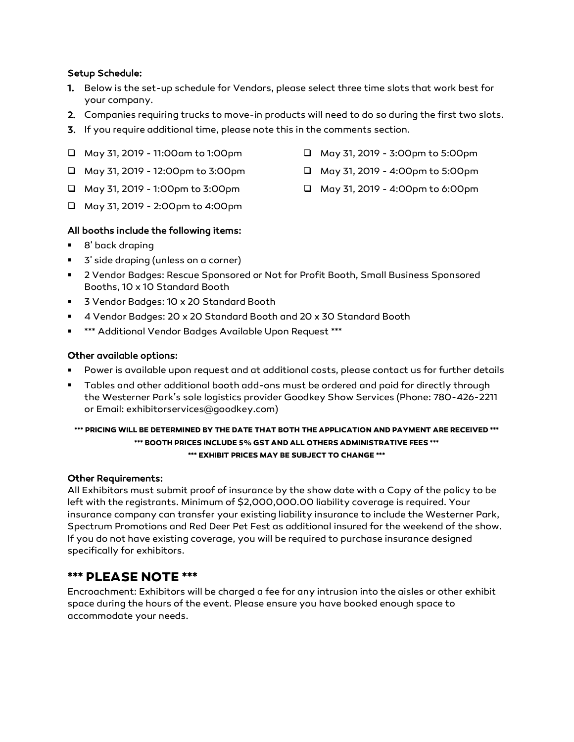**Setup Schedule:**

1. Below is the set-up schedule for Vendors, please select three time slots that work best for your company.
2. Companies requiring trucks to move-in products will need to do so during the first two slots.
3. If you require additional time, please note this in the comments section.

- [ ] May 31, 2019 - 11:00am to 1:00pm
- [ ] May 31, 2019 - 12:00pm to 3:00pm
- [ ] May 31, 2019 - 1:00pm to 3:00pm
- [ ] May 31, 2019 - 2:00pm to 4:00pm
- [ ] May 31, 2019 - 3:00pm to 5:00pm
- [ ] May 31, 2019 - 4:00pm to 5:00pm
- [ ] May 31, 2019 - 4:00pm to 6:00pm

**All booths include the following items:**

- 8' back draping
- 3' side draping (unless on a corner)
- 2 Vendor Badges: Rescue Sponsored or Not for Profit Booth, Small Business Sponsored Booths, 10 x 10 Standard Booth
- 3 Vendor Badges: 10 x 20 Standard Booth
- 4 Vendor Badges: 20 x 20 Standard Booth and 20 x 30 Standard Booth
- *** Additional Vendor Badges Available Upon Request ***

**Other available options:**

- Power is available upon request and at additional costs, please contact us for further details
- Tables and other additional booth add-ons must be ordered and paid for directly through the Westerner Park's sole logistics provider Goodkey Show Services (Phone: 780-426-2211 or Email: exhibitorservices@goodkey.com)

**\*\*\* PRICING WILL BE DETERMINED BY THE DATE THAT BOTH THE APPLICATION AND PAYMENT ARE RECEIVED \*\*\***

**\*\*\* BOOTH PRICES INCLUDE 5% GST AND ALL OTHERS ADMINISTRATIVE FEES \*\*\***

**\*\*\* EXHIBIT PRICES MAY BE SUBJECT TO CHANGE \*\*\***

**Other Requirements:**

All Exhibitors must submit proof of insurance by the show date with a Copy of the policy to be left with the registrants. Minimum of $2,000,000.00 liability coverage is required. Your insurance company can transfer your existing liability insurance to include the Westerner Park, Spectrum Promotions and Red Deer Pet Fest as additional insured for the weekend of the show. If you do not have existing coverage, you will be required to purchase insurance designed specifically for exhibitors.

## *** PLEASE NOTE ***

Encroachment: Exhibitors will be charged a fee for any intrusion into the aisles or other exhibit space during the hours of the event. Please ensure you have booked enough space to accommodate your needs.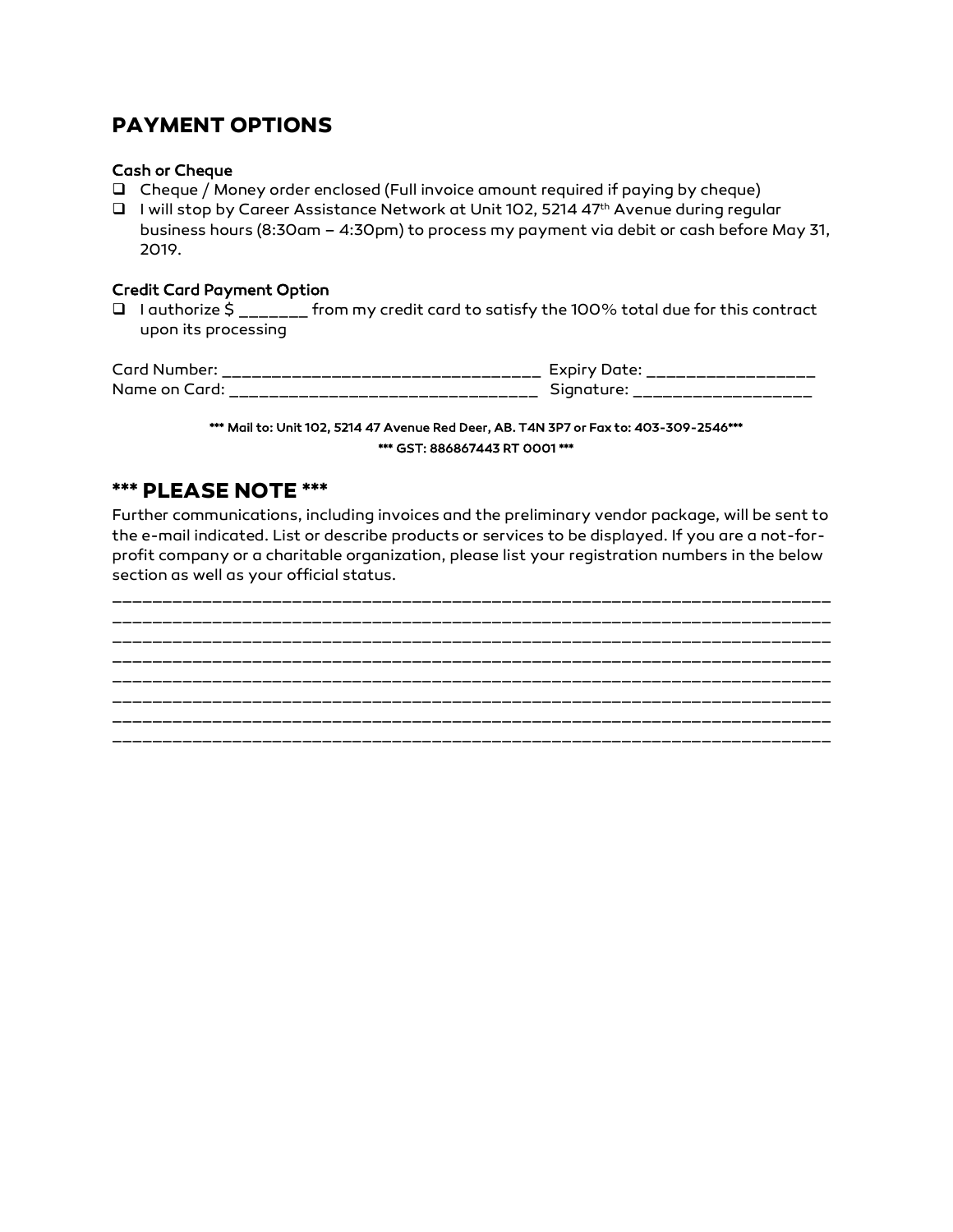## PAYMENT OPTIONS

### Cash or Cheque

- ❑ Cheque / Money order enclosed (Full invoice amount required if paying by cheque)
- ❑ I will stop by Career Assistance Network at Unit 102, 5214 47th Avenue during regular business hours (8:30am – 4:30pm) to process my payment via debit or cash before May 31, 2019.

### Credit Card Payment Option

- ❑ I authorize $ _______ from my credit card to satisfy the 100% total due for this contract upon its processing

Card Number: _________________________________ Expiry Date: _________________
Name on Card: ________________________________ Signature: __________________

**\*\*\* Mail to: Unit 102, 5214 47 Avenue Red Deer, AB. T4N 3P7 or Fax to: 403-309-2546\*\*\***

**\*\*\* GST: 886867443 RT 0001 \*\*\***

## \*\*\* PLEASE NOTE \*\*\*

Further communications, including invoices and the preliminary vendor package, will be sent to the e-mail indicated. List or describe products or services to be displayed. If you are a not-for-profit company or a charitable organization, please list your registration numbers in the below section as well as your official status.

__________________________________________________________________________
__________________________________________________________________________
__________________________________________________________________________
__________________________________________________________________________
__________________________________________________________________________
__________________________________________________________________________
__________________________________________________________________________
__________________________________________________________________________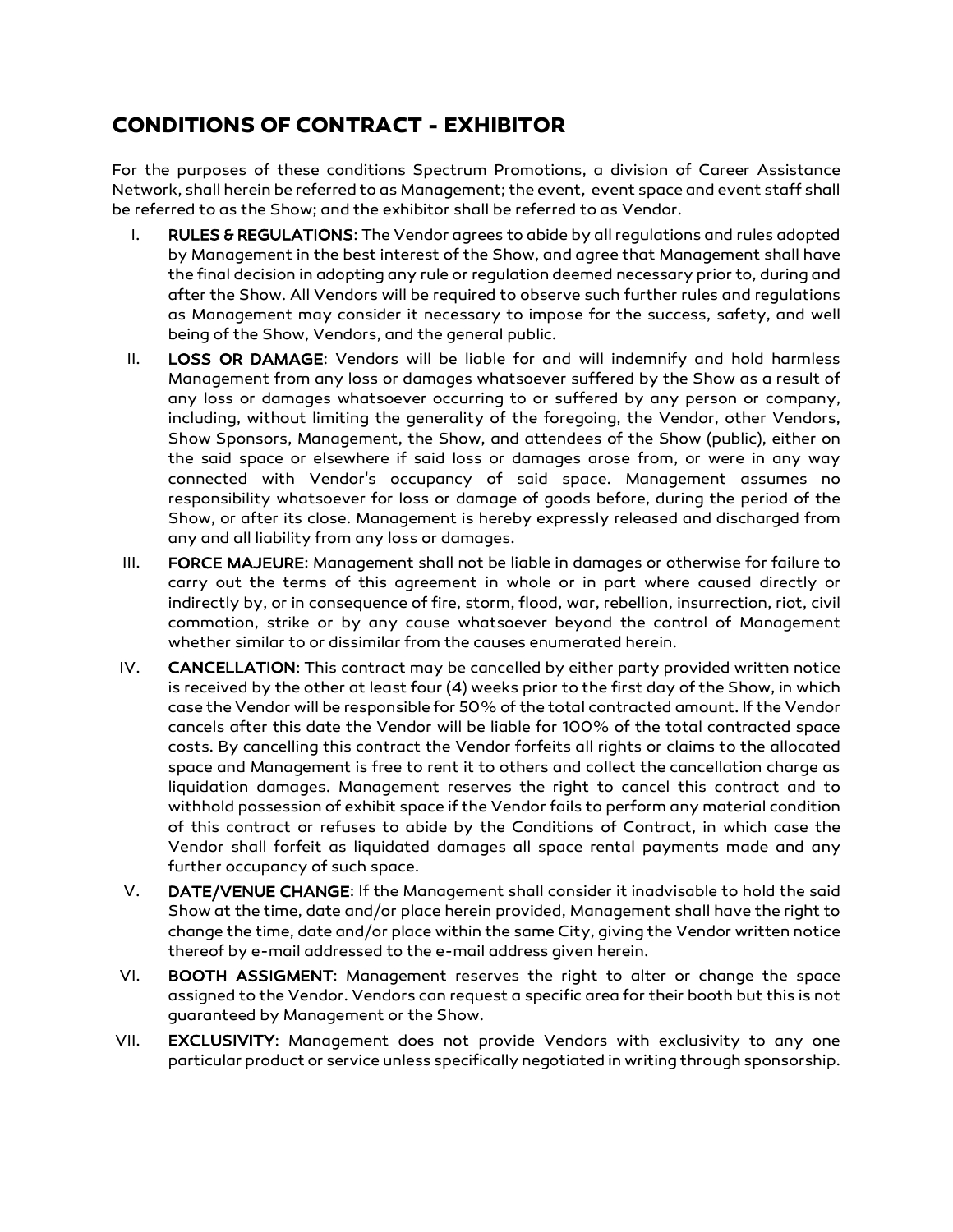## CONDITIONS OF CONTRACT - EXHIBITOR

For the purposes of these conditions Spectrum Promotions, a division of Career Assistance Network, shall herein be referred to as Management; the event, event space and event staff shall be referred to as the Show; and the exhibitor shall be referred to as Vendor.

I. **RULES & REGULATIONS**: The Vendor agrees to abide by all regulations and rules adopted by Management in the best interest of the Show, and agree that Management shall have the final decision in adopting any rule or regulation deemed necessary prior to, during and after the Show. All Vendors will be required to observe such further rules and regulations as Management may consider it necessary to impose for the success, safety, and well being of the Show, Vendors, and the general public.

II. **LOSS OR DAMAGE**: Vendors will be liable for and will indemnify and hold harmless Management from any loss or damages whatsoever suffered by the Show as a result of any loss or damages whatsoever occurring to or suffered by any person or company, including, without limiting the generality of the foregoing, the Vendor, other Vendors, Show Sponsors, Management, the Show, and attendees of the Show (public), either on the said space or elsewhere if said loss or damages arose from, or were in any way connected with Vendor's occupancy of said space. Management assumes no responsibility whatsoever for loss or damage of goods before, during the period of the Show, or after its close. Management is hereby expressly released and discharged from any and all liability from any loss or damages.

III. **FORCE MAJEURE**: Management shall not be liable in damages or otherwise for failure to carry out the terms of this agreement in whole or in part where caused directly or indirectly by, or in consequence of fire, storm, flood, war, rebellion, insurrection, riot, civil commotion, strike or by any cause whatsoever beyond the control of Management whether similar to or dissimilar from the causes enumerated herein.

IV. **CANCELLATION**: This contract may be cancelled by either party provided written notice is received by the other at least four (4) weeks prior to the first day of the Show, in which case the Vendor will be responsible for 50% of the total contracted amount. If the Vendor cancels after this date the Vendor will be liable for 100% of the total contracted space costs. By cancelling this contract the Vendor forfeits all rights or claims to the allocated space and Management is free to rent it to others and collect the cancellation charge as liquidation damages. Management reserves the right to cancel this contract and to withhold possession of exhibit space if the Vendor fails to perform any material condition of this contract or refuses to abide by the Conditions of Contract, in which case the Vendor shall forfeit as liquidated damages all space rental payments made and any further occupancy of such space.

V. **DATE/VENUE CHANGE**: If the Management shall consider it inadvisable to hold the said Show at the time, date and/or place herein provided, Management shall have the right to change the time, date and/or place within the same City, giving the Vendor written notice thereof by e-mail addressed to the e-mail address given herein.

VI. **BOOTH ASSIGMENT**: Management reserves the right to alter or change the space assigned to the Vendor. Vendors can request a specific area for their booth but this is not guaranteed by Management or the Show.

VII. **EXCLUSIVITY**: Management does not provide Vendors with exclusivity to any one particular product or service unless specifically negotiated in writing through sponsorship.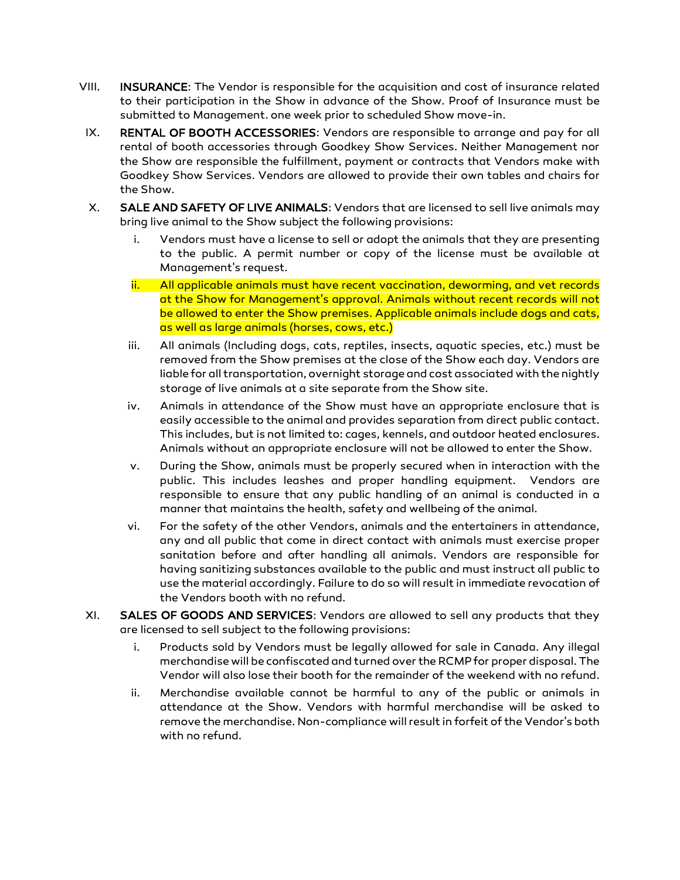VIII. **INSURANCE**: The Vendor is responsible for the acquisition and cost of insurance related to their participation in the Show in advance of the Show. Proof of Insurance must be submitted to Management. one week prior to scheduled Show move-in.

IX. **RENTAL OF BOOTH ACCESSORIES**: Vendors are responsible to arrange and pay for all rental of booth accessories through Goodkey Show Services. Neither Management nor the Show are responsible the fulfillment, payment or contracts that Vendors make with Goodkey Show Services. Vendors are allowed to provide their own tables and chairs for the Show.

X. **SALE AND SAFETY OF LIVE ANIMALS**: Vendors that are licensed to sell live animals may bring live animal to the Show subject the following provisions:

   i. Vendors must have a license to sell or adopt the animals that they are presenting to the public. A permit number or copy of the license must be available at Management's request.

   ii. All applicable animals must have recent vaccination, deworming, and vet records at the Show for Management's approval. Animals without recent records will not be allowed to enter the Show premises. Applicable animals include dogs and cats, as well as large animals (horses, cows, etc.)

   iii. All animals (Including dogs, cats, reptiles, insects, aquatic species, etc.) must be removed from the Show premises at the close of the Show each day. Vendors are liable for all transportation, overnight storage and cost associated with the nightly storage of live animals at a site separate from the Show site.

   iv. Animals in attendance of the Show must have an appropriate enclosure that is easily accessible to the animal and provides separation from direct public contact. This includes, but is not limited to: cages, kennels, and outdoor heated enclosures. Animals without an appropriate enclosure will not be allowed to enter the Show.

   v. During the Show, animals must be properly secured when in interaction with the public. This includes leashes and proper handling equipment. Vendors are responsible to ensure that any public handling of an animal is conducted in a manner that maintains the health, safety and wellbeing of the animal.

   vi. For the safety of the other Vendors, animals and the entertainers in attendance, any and all public that come in direct contact with animals must exercise proper sanitation before and after handling all animals. Vendors are responsible for having sanitizing substances available to the public and must instruct all public to use the material accordingly. Failure to do so will result in immediate revocation of the Vendors booth with no refund.

XI. **SALES OF GOODS AND SERVICES**: Vendors are allowed to sell any products that they are licensed to sell subject to the following provisions:

   i. Products sold by Vendors must be legally allowed for sale in Canada. Any illegal merchandise will be confiscated and turned over the RCMP for proper disposal. The Vendor will also lose their booth for the remainder of the weekend with no refund.

   ii. Merchandise available cannot be harmful to any of the public or animals in attendance at the Show. Vendors with harmful merchandise will be asked to remove the merchandise. Non-compliance will result in forfeit of the Vendor's both with no refund.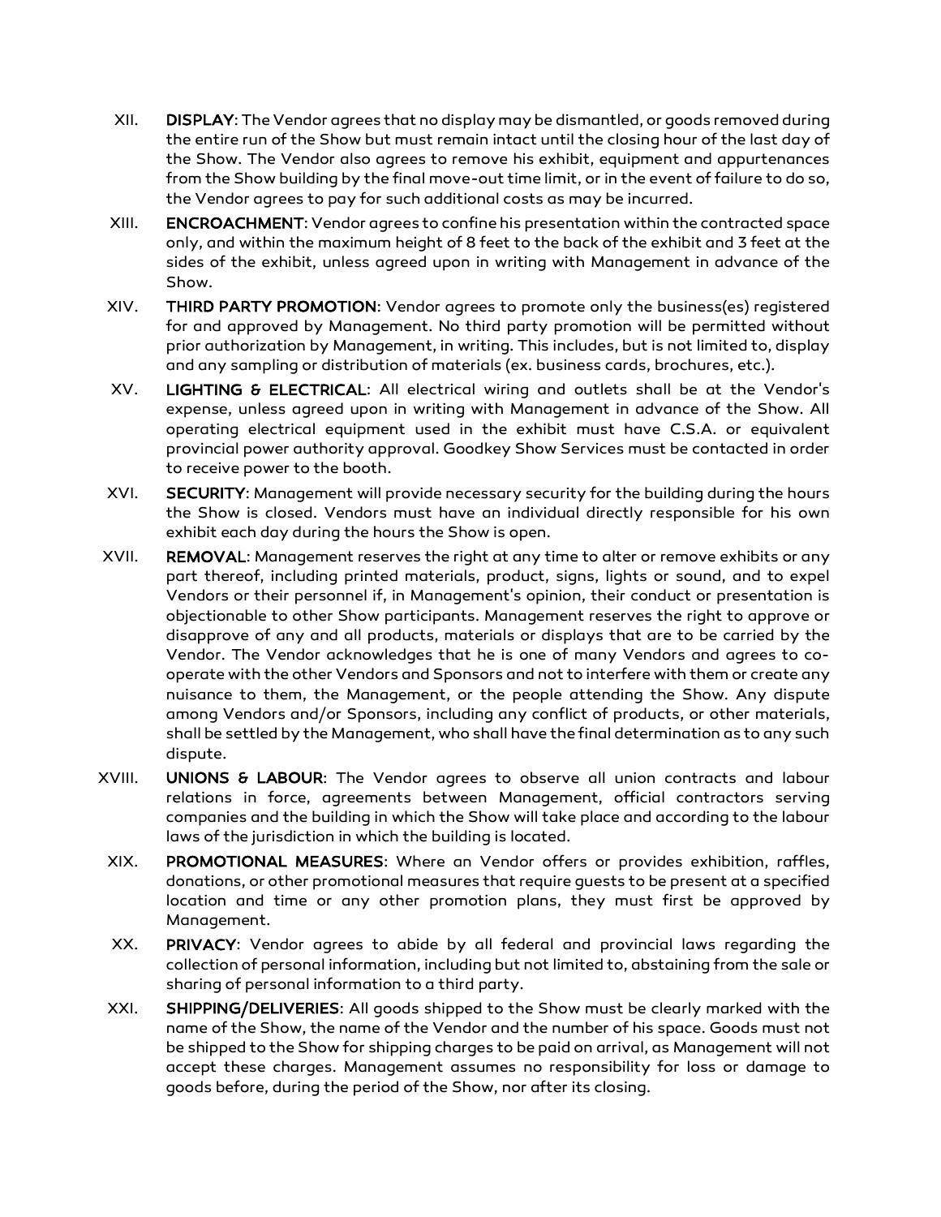XII. **DISPLAY**: The Vendor agrees that no display may be dismantled, or goods removed during the entire run of the Show but must remain intact until the closing hour of the last day of the Show. The Vendor also agrees to remove his exhibit, equipment and appurtenances from the Show building by the final move-out time limit, or in the event of failure to do so, the Vendor agrees to pay for such additional costs as may be incurred.

XIII. **ENCROACHMENT**: Vendor agrees to confine his presentation within the contracted space only, and within the maximum height of 8 feet to the back of the exhibit and 3 feet at the sides of the exhibit, unless agreed upon in writing with Management in advance of the Show.

XIV. **THIRD PARTY PROMOTION**: Vendor agrees to promote only the business(es) registered for and approved by Management. No third party promotion will be permitted without prior authorization by Management, in writing. This includes, but is not limited to, display and any sampling or distribution of materials (ex. business cards, brochures, etc.).

XV. **LIGHTING & ELECTRICAL**: All electrical wiring and outlets shall be at the Vendor's expense, unless agreed upon in writing with Management in advance of the Show. All operating electrical equipment used in the exhibit must have C.S.A. or equivalent provincial power authority approval. Goodkey Show Services must be contacted in order to receive power to the booth.

XVI. **SECURITY**: Management will provide necessary security for the building during the hours the Show is closed. Vendors must have an individual directly responsible for his own exhibit each day during the hours the Show is open.

XVII. **REMOVAL**: Management reserves the right at any time to alter or remove exhibits or any part thereof, including printed materials, product, signs, lights or sound, and to expel Vendors or their personnel if, in Management's opinion, their conduct or presentation is objectionable to other Show participants. Management reserves the right to approve or disapprove of any and all products, materials or displays that are to be carried by the Vendor. The Vendor acknowledges that he is one of many Vendors and agrees to co-operate with the other Vendors and Sponsors and not to interfere with them or create any nuisance to them, the Management, or the people attending the Show. Any dispute among Vendors and/or Sponsors, including any conflict of products, or other materials, shall be settled by the Management, who shall have the final determination as to any such dispute.

XVIII. **UNIONS & LABOUR**: The Vendor agrees to observe all union contracts and labour relations in force, agreements between Management, official contractors serving companies and the building in which the Show will take place and according to the labour laws of the jurisdiction in which the building is located.

XIX. **PROMOTIONAL MEASURES**: Where an Vendor offers or provides exhibition, raffles, donations, or other promotional measures that require guests to be present at a specified location and time or any other promotion plans, they must first be approved by Management.

XX. **PRIVACY**: Vendor agrees to abide by all federal and provincial laws regarding the collection of personal information, including but not limited to, abstaining from the sale or sharing of personal information to a third party.

XXI. **SHIPPING/DELIVERIES**: All goods shipped to the Show must be clearly marked with the name of the Show, the name of the Vendor and the number of his space. Goods must not be shipped to the Show for shipping charges to be paid on arrival, as Management will not accept these charges. Management assumes no responsibility for loss or damage to goods before, during the period of the Show, nor after its closing.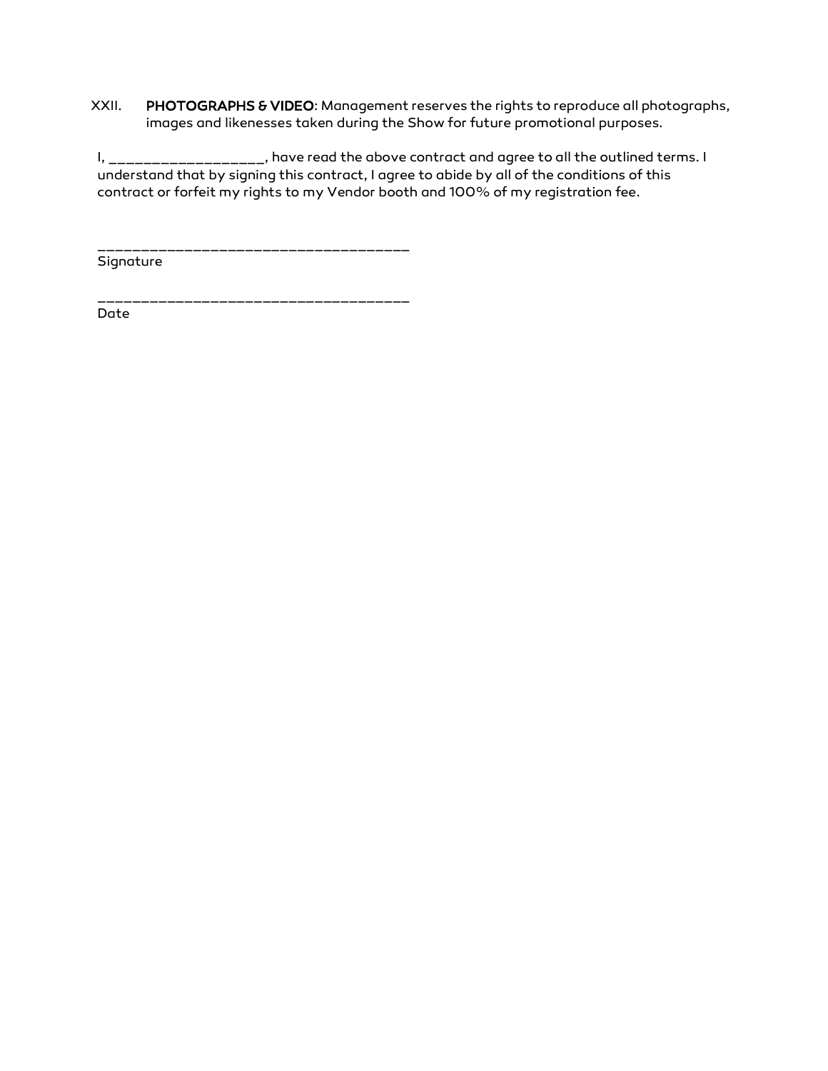XXII. **PHOTOGRAPHS & VIDEO**: Management reserves the rights to reproduce all photographs, images and likenesses taken during the Show for future promotional purposes.

I, __________________, have read the above contract and agree to all the outlined terms. I understand that by signing this contract, I agree to abide by all of the conditions of this contract or forfeit my rights to my Vendor booth and 100% of my registration fee.

____________________________________
Signature

____________________________________
Date